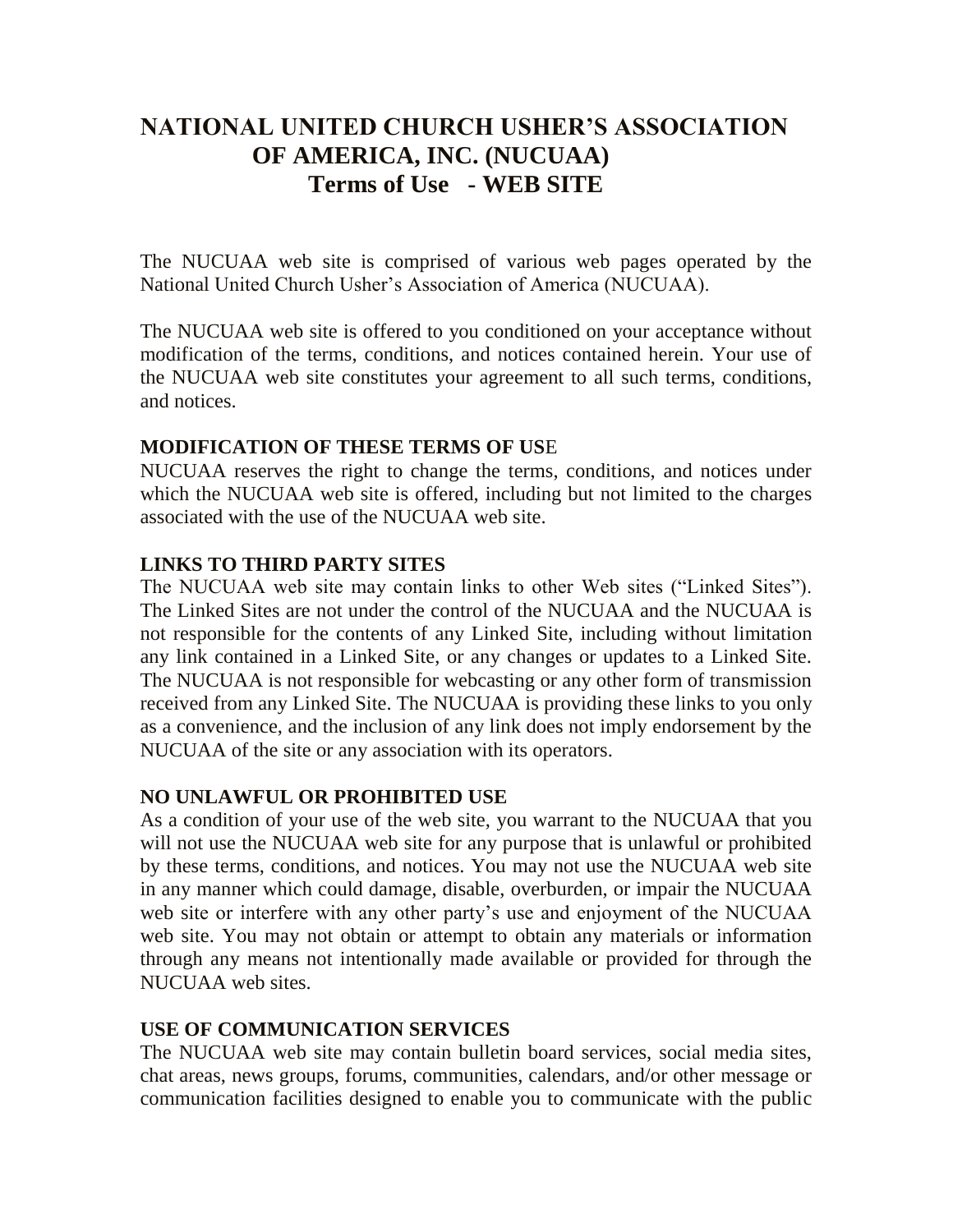# NATIONAL UNITED CHURCH USHER'S ASSOCIATION OF AMERICA, INC. (NUCUAA)

## Terms of Use - WEB SITE

The NUCUAA web site is comprised of various web pages operated by the National United Church Usher's Association of America (NUCUAA).

The NUCUAA web site is offered to you conditioned on your acceptance without modification of the terms, conditions, and notices contained herein. Your use of the NUCUAA web site constitutes your agreement to all such terms, conditions, and notices.

**MODIFICATION OF THESE TERMS OF USE**

NUCUAA reserves the right to change the terms, conditions, and notices under which the NUCUAA web site is offered, including but not limited to the charges associated with the use of the NUCUAA web site.

**LINKS TO THIRD PARTY SITES**

The NUCUAA web site may contain links to other Web sites ("Linked Sites"). The Linked Sites are not under the control of the NUCUAA and the NUCUAA is not responsible for the contents of any Linked Site, including without limitation any link contained in a Linked Site, or any changes or updates to a Linked Site. The NUCUAA is not responsible for webcasting or any other form of transmission received from any Linked Site. The NUCUAA is providing these links to you only as a convenience, and the inclusion of any link does not imply endorsement by the NUCUAA of the site or any association with its operators.

**NO UNLAWFUL OR PROHIBITED USE**

As a condition of your use of the web site, you warrant to the NUCUAA that you will not use the NUCUAA web site for any purpose that is unlawful or prohibited by these terms, conditions, and notices. You may not use the NUCUAA web site in any manner which could damage, disable, overburden, or impair the NUCUAA web site or interfere with any other party's use and enjoyment of the NUCUAA web site. You may not obtain or attempt to obtain any materials or information through any means not intentionally made available or provided for through the NUCUAA web sites.

**USE OF COMMUNICATION SERVICES**

The NUCUAA web site may contain bulletin board services, social media sites, chat areas, news groups, forums, communities, calendars, and/or other message or communication facilities designed to enable you to communicate with the public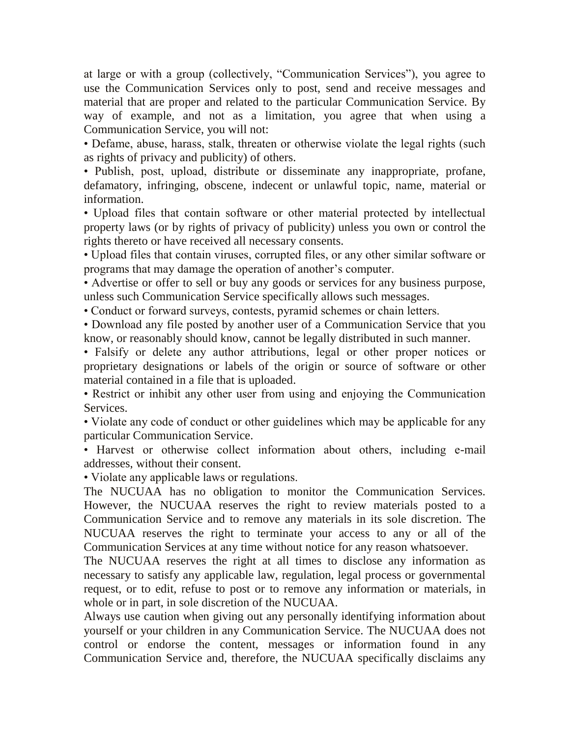at large or with a group (collectively, "Communication Services"), you agree to use the Communication Services only to post, send and receive messages and material that are proper and related to the particular Communication Service. By way of example, and not as a limitation, you agree that when using a Communication Service, you will not:

- Defame, abuse, harass, stalk, threaten or otherwise violate the legal rights (such as rights of privacy and publicity) of others.
- Publish, post, upload, distribute or disseminate any inappropriate, profane, defamatory, infringing, obscene, indecent or unlawful topic, name, material or information.
- Upload files that contain software or other material protected by intellectual property laws (or by rights of privacy of publicity) unless you own or control the rights thereto or have received all necessary consents.
- Upload files that contain viruses, corrupted files, or any other similar software or programs that may damage the operation of another's computer.
- Advertise or offer to sell or buy any goods or services for any business purpose, unless such Communication Service specifically allows such messages.
- Conduct or forward surveys, contests, pyramid schemes or chain letters.
- Download any file posted by another user of a Communication Service that you know, or reasonably should know, cannot be legally distributed in such manner.
- Falsify or delete any author attributions, legal or other proper notices or proprietary designations or labels of the origin or source of software or other material contained in a file that is uploaded.
- Restrict or inhibit any other user from using and enjoying the Communication Services.
- Violate any code of conduct or other guidelines which may be applicable for any particular Communication Service.
- Harvest or otherwise collect information about others, including e-mail addresses, without their consent.
- Violate any applicable laws or regulations.

The NUCUAA has no obligation to monitor the Communication Services. However, the NUCUAA reserves the right to review materials posted to a Communication Service and to remove any materials in its sole discretion. The NUCUAA reserves the right to terminate your access to any or all of the Communication Services at any time without notice for any reason whatsoever.

The NUCUAA reserves the right at all times to disclose any information as necessary to satisfy any applicable law, regulation, legal process or governmental request, or to edit, refuse to post or to remove any information or materials, in whole or in part, in sole discretion of the NUCUAA.

Always use caution when giving out any personally identifying information about yourself or your children in any Communication Service. The NUCUAA does not control or endorse the content, messages or information found in any Communication Service and, therefore, the NUCUAA specifically disclaims any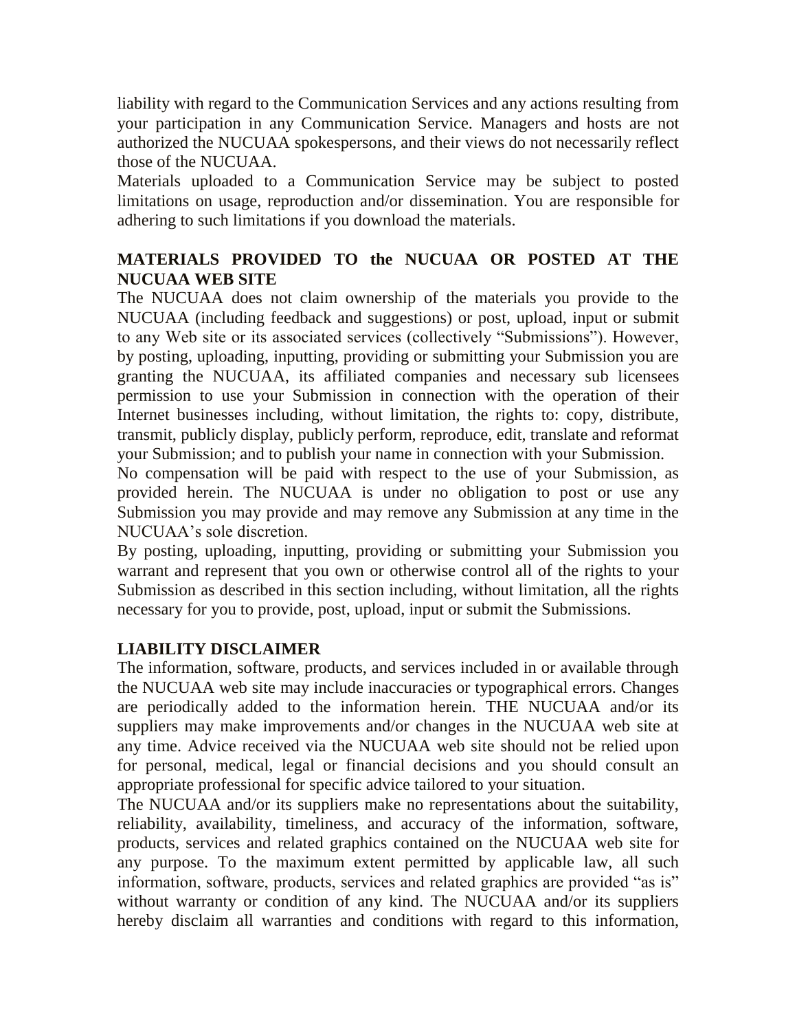liability with regard to the Communication Services and any actions resulting from your participation in any Communication Service. Managers and hosts are not authorized the NUCUAA spokespersons, and their views do not necessarily reflect those of the NUCUAA.

Materials uploaded to a Communication Service may be subject to posted limitations on usage, reproduction and/or dissemination. You are responsible for adhering to such limitations if you download the materials.

**MATERIALS PROVIDED TO the NUCUAA OR POSTED AT THE NUCUAA WEB SITE**

The NUCUAA does not claim ownership of the materials you provide to the NUCUAA (including feedback and suggestions) or post, upload, input or submit to any Web site or its associated services (collectively "Submissions"). However, by posting, uploading, inputting, providing or submitting your Submission you are granting the NUCUAA, its affiliated companies and necessary sub licensees permission to use your Submission in connection with the operation of their Internet businesses including, without limitation, the rights to: copy, distribute, transmit, publicly display, publicly perform, reproduce, edit, translate and reformat your Submission; and to publish your name in connection with your Submission.

No compensation will be paid with respect to the use of your Submission, as provided herein. The NUCUAA is under no obligation to post or use any Submission you may provide and may remove any Submission at any time in the NUCUAA's sole discretion.

By posting, uploading, inputting, providing or submitting your Submission you warrant and represent that you own or otherwise control all of the rights to your Submission as described in this section including, without limitation, all the rights necessary for you to provide, post, upload, input or submit the Submissions.

**LIABILITY DISCLAIMER**

The information, software, products, and services included in or available through the NUCUAA web site may include inaccuracies or typographical errors. Changes are periodically added to the information herein. THE NUCUAA and/or its suppliers may make improvements and/or changes in the NUCUAA web site at any time. Advice received via the NUCUAA web site should not be relied upon for personal, medical, legal or financial decisions and you should consult an appropriate professional for specific advice tailored to your situation.

The NUCUAA and/or its suppliers make no representations about the suitability, reliability, availability, timeliness, and accuracy of the information, software, products, services and related graphics contained on the NUCUAA web site for any purpose. To the maximum extent permitted by applicable law, all such information, software, products, services and related graphics are provided "as is" without warranty or condition of any kind. The NUCUAA and/or its suppliers hereby disclaim all warranties and conditions with regard to this information,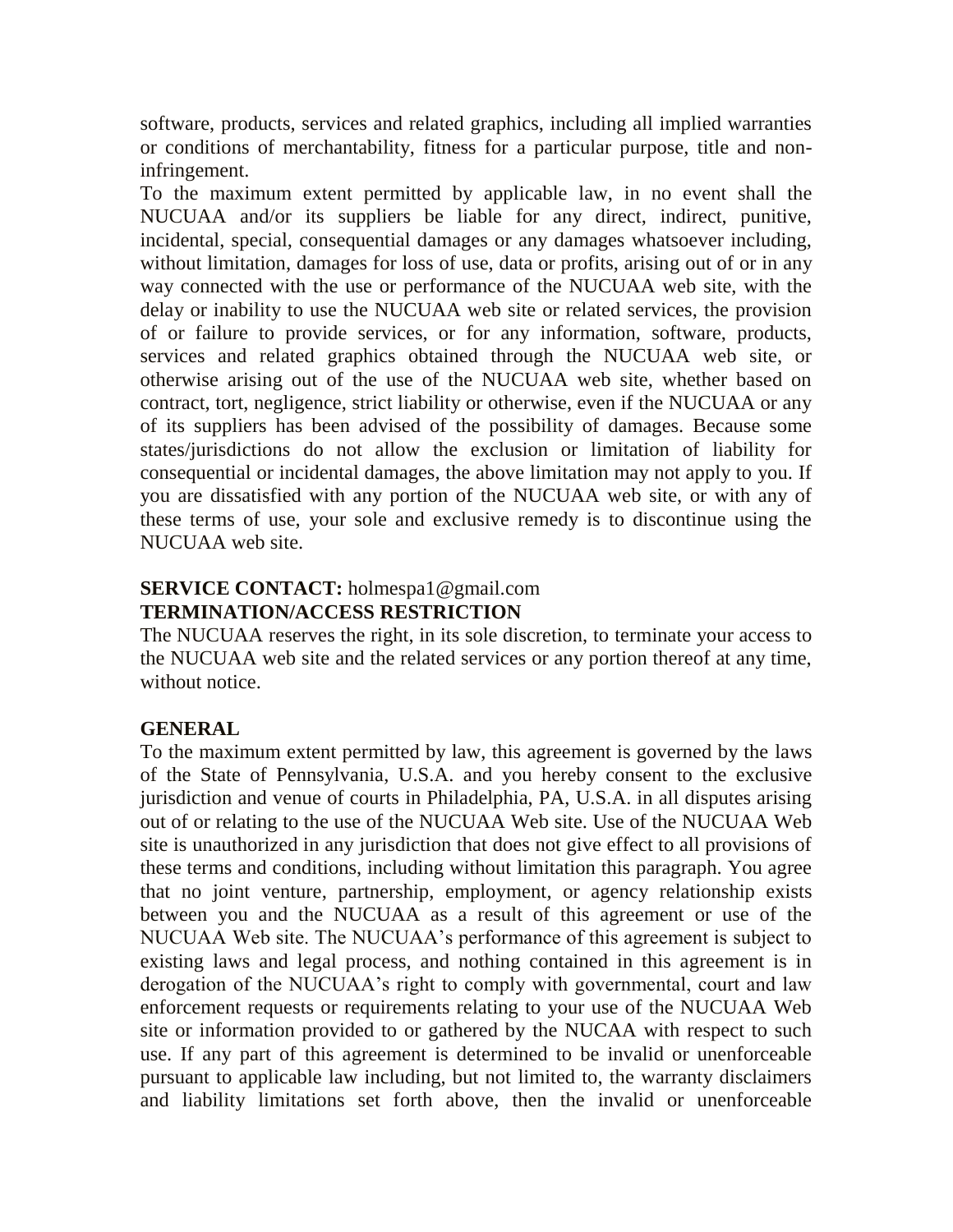software, products, services and related graphics, including all implied warranties or conditions of merchantability, fitness for a particular purpose, title and non-infringement.

To the maximum extent permitted by applicable law, in no event shall the NUCUAA and/or its suppliers be liable for any direct, indirect, punitive, incidental, special, consequential damages or any damages whatsoever including, without limitation, damages for loss of use, data or profits, arising out of or in any way connected with the use or performance of the NUCUAA web site, with the delay or inability to use the NUCUAA web site or related services, the provision of or failure to provide services, or for any information, software, products, services and related graphics obtained through the NUCUAA web site, or otherwise arising out of the use of the NUCUAA web site, whether based on contract, tort, negligence, strict liability or otherwise, even if the NUCUAA or any of its suppliers has been advised of the possibility of damages. Because some states/jurisdictions do not allow the exclusion or limitation of liability for consequential or incidental damages, the above limitation may not apply to you. If you are dissatisfied with any portion of the NUCUAA web site, or with any of these terms of use, your sole and exclusive remedy is to discontinue using the NUCUAA web site.

**SERVICE CONTACT:** holmespa1@gmail.com

**TERMINATION/ACCESS RESTRICTION**

The NUCUAA reserves the right, in its sole discretion, to terminate your access to the NUCUAA web site and the related services or any portion thereof at any time, without notice.

**GENERAL**

To the maximum extent permitted by law, this agreement is governed by the laws of the State of Pennsylvania, U.S.A. and you hereby consent to the exclusive jurisdiction and venue of courts in Philadelphia, PA, U.S.A. in all disputes arising out of or relating to the use of the NUCUAA Web site. Use of the NUCUAA Web site is unauthorized in any jurisdiction that does not give effect to all provisions of these terms and conditions, including without limitation this paragraph. You agree that no joint venture, partnership, employment, or agency relationship exists between you and the NUCUAA as a result of this agreement or use of the NUCUAA Web site. The NUCUAA's performance of this agreement is subject to existing laws and legal process, and nothing contained in this agreement is in derogation of the NUCUAA's right to comply with governmental, court and law enforcement requests or requirements relating to your use of the NUCUAA Web site or information provided to or gathered by the NUCAA with respect to such use. If any part of this agreement is determined to be invalid or unenforceable pursuant to applicable law including, but not limited to, the warranty disclaimers and liability limitations set forth above, then the invalid or unenforceable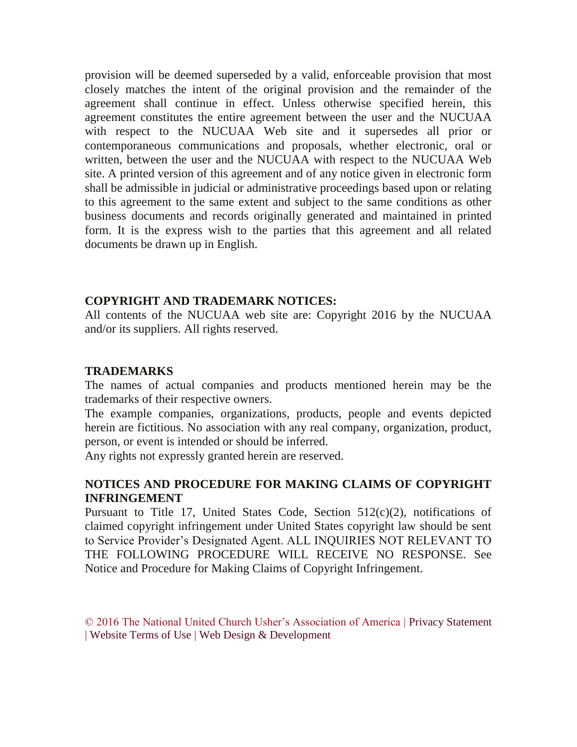provision will be deemed superseded by a valid, enforceable provision that most closely matches the intent of the original provision and the remainder of the agreement shall continue in effect. Unless otherwise specified herein, this agreement constitutes the entire agreement between the user and the NUCUAA with respect to the NUCUAA Web site and it supersedes all prior or contemporaneous communications and proposals, whether electronic, oral or written, between the user and the NUCUAA with respect to the NUCUAA Web site. A printed version of this agreement and of any notice given in electronic form shall be admissible in judicial or administrative proceedings based upon or relating to this agreement to the same extent and subject to the same conditions as other business documents and records originally generated and maintained in printed form. It is the express wish to the parties that this agreement and all related documents be drawn up in English.

**COPYRIGHT AND TRADEMARK NOTICES:**

All contents of the NUCUAA web site are: Copyright 2016 by the NUCUAA and/or its suppliers. All rights reserved.

**TRADEMARKS**

The names of actual companies and products mentioned herein may be the trademarks of their respective owners.

The example companies, organizations, products, people and events depicted herein are fictitious. No association with any real company, organization, product, person, or event is intended or should be inferred.

Any rights not expressly granted herein are reserved.

**NOTICES AND PROCEDURE FOR MAKING CLAIMS OF COPYRIGHT INFRINGEMENT**

Pursuant to Title 17, United States Code, Section 512(c)(2), notifications of claimed copyright infringement under United States copyright law should be sent to Service Provider's Designated Agent. ALL INQUIRIES NOT RELEVANT TO THE FOLLOWING PROCEDURE WILL RECEIVE NO RESPONSE. See Notice and Procedure for Making Claims of Copyright Infringement.

© 2016 The National United Church Usher's Association of America | Privacy Statement | Website Terms of Use | Web Design & Development